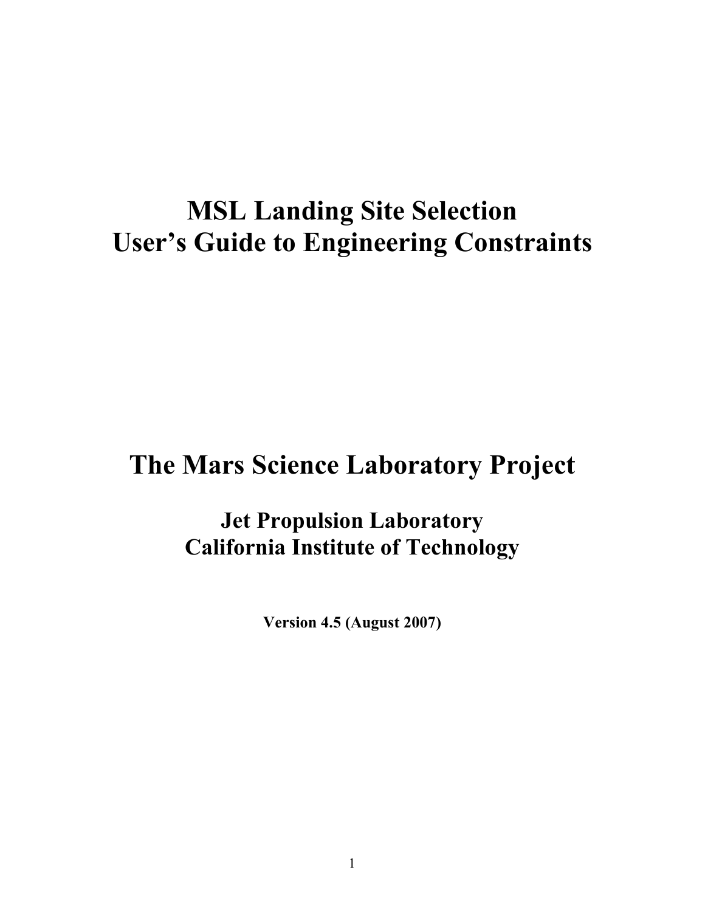# MSL Landing Site Selection
# User's Guide to Engineering Constraints

# The Mars Science Laboratory Project

## Jet Propulsion Laboratory
## California Institute of Technology

**Version 4.5 (August 2007)**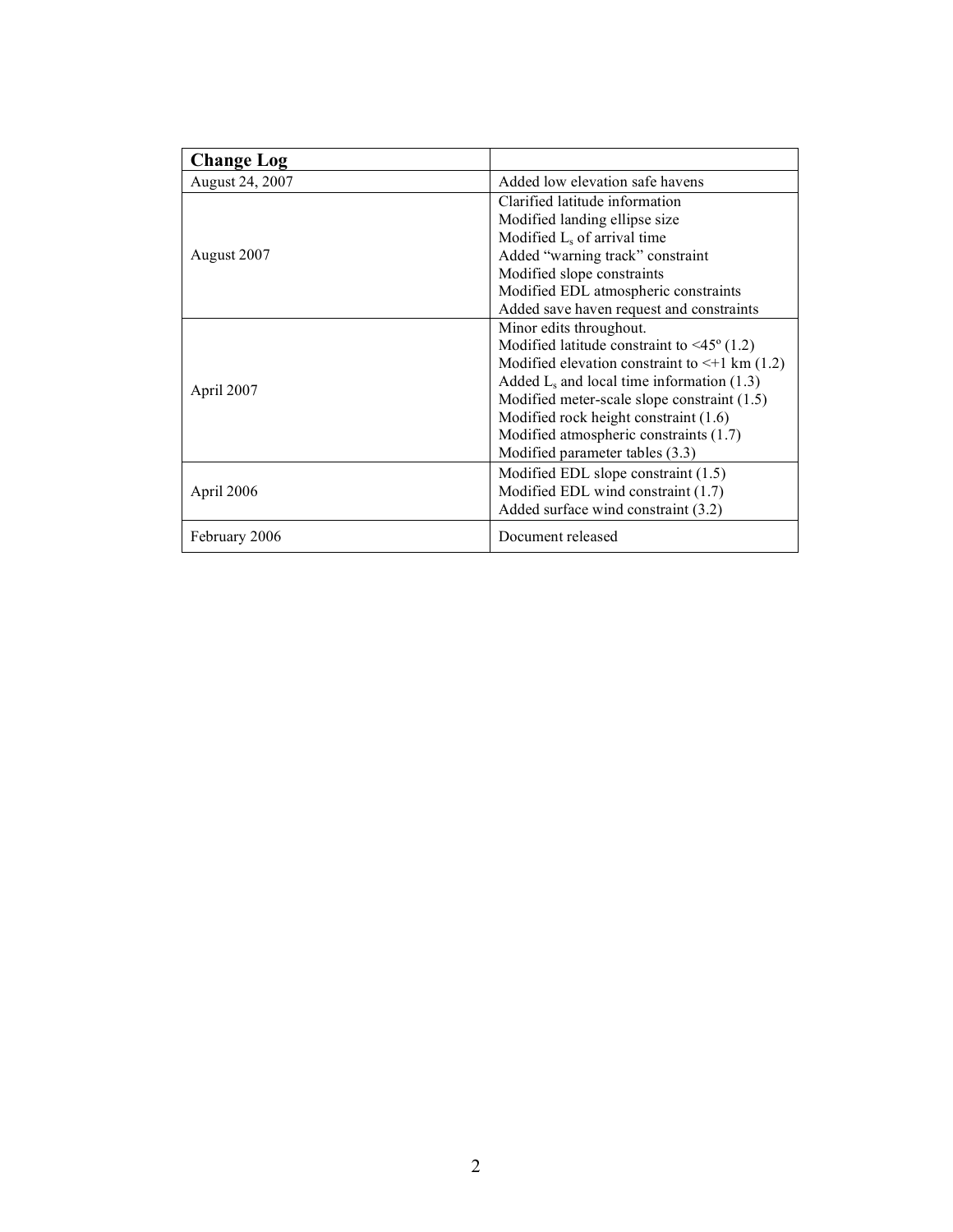| **Change Log** | |
|---|---|
| August 24, 2007 | Added low elevation safe havens |
| August 2007 | Clarified latitude information<br>Modified landing ellipse size<br>Modified $L_s$ of arrival time<br>Added "warning track" constraint<br>Modified slope constraints<br>Modified EDL atmospheric constraints<br>Added save haven request and constraints |
| April 2007 | Minor edits throughout.<br>Modified latitude constraint to <45º (1.2)<br>Modified elevation constraint to <+1 km (1.2)<br>Added $L_s$ and local time information (1.3)<br>Modified meter-scale slope constraint (1.5)<br>Modified rock height constraint (1.6)<br>Modified atmospheric constraints (1.7)<br>Modified parameter tables (3.3) |
| April 2006 | Modified EDL slope constraint (1.5)<br>Modified EDL wind constraint (1.7)<br>Added surface wind constraint (3.2) |
| February 2006 | Document released |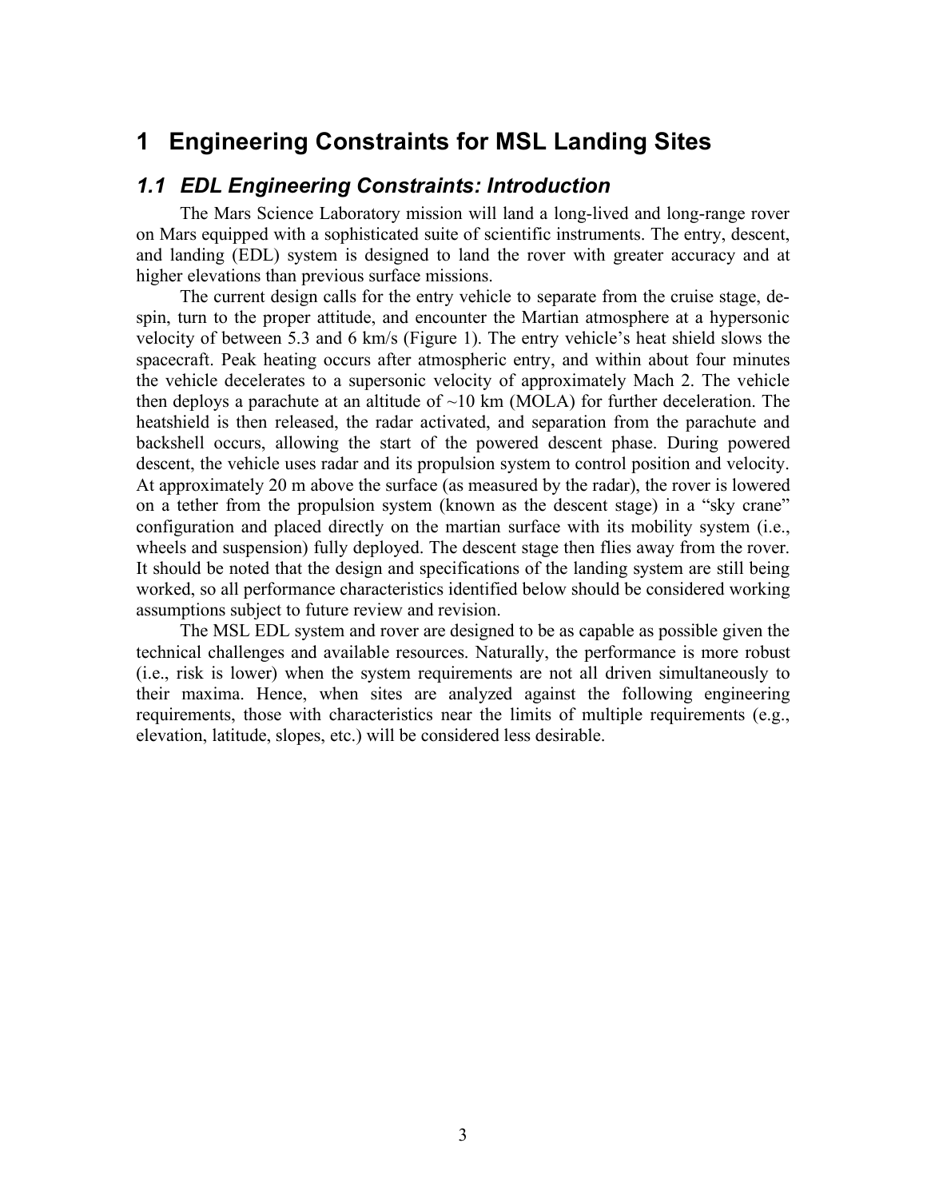# 1 Engineering Constraints for MSL Landing Sites

## *1.1 EDL Engineering Constraints: Introduction*

The Mars Science Laboratory mission will land a long-lived and long-range rover on Mars equipped with a sophisticated suite of scientific instruments. The entry, descent, and landing (EDL) system is designed to land the rover with greater accuracy and at higher elevations than previous surface missions.

The current design calls for the entry vehicle to separate from the cruise stage, despin, turn to the proper attitude, and encounter the Martian atmosphere at a hypersonic velocity of between 5.3 and 6 km/s (Figure 1). The entry vehicle's heat shield slows the spacecraft. Peak heating occurs after atmospheric entry, and within about four minutes the vehicle decelerates to a supersonic velocity of approximately Mach 2. The vehicle then deploys a parachute at an altitude of ~10 km (MOLA) for further deceleration. The heatshield is then released, the radar activated, and separation from the parachute and backshell occurs, allowing the start of the powered descent phase. During powered descent, the vehicle uses radar and its propulsion system to control position and velocity. At approximately 20 m above the surface (as measured by the radar), the rover is lowered on a tether from the propulsion system (known as the descent stage) in a "sky crane" configuration and placed directly on the martian surface with its mobility system (i.e., wheels and suspension) fully deployed. The descent stage then flies away from the rover. It should be noted that the design and specifications of the landing system are still being worked, so all performance characteristics identified below should be considered working assumptions subject to future review and revision.

The MSL EDL system and rover are designed to be as capable as possible given the technical challenges and available resources. Naturally, the performance is more robust (i.e., risk is lower) when the system requirements are not all driven simultaneously to their maxima. Hence, when sites are analyzed against the following engineering requirements, those with characteristics near the limits of multiple requirements (e.g., elevation, latitude, slopes, etc.) will be considered less desirable.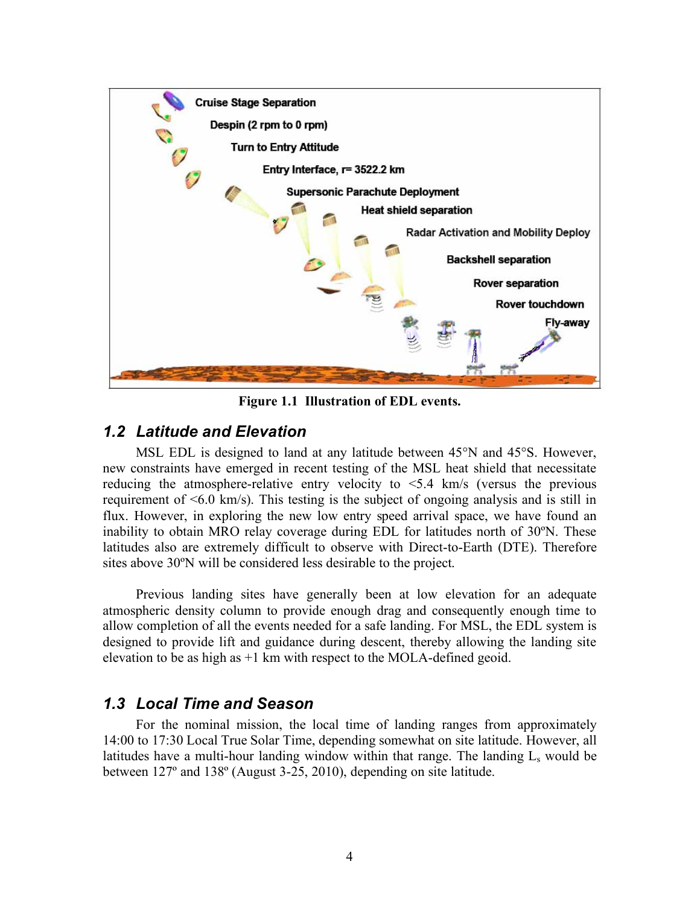**Figure 1.1 Illustration of EDL events.**

## 1.2 Latitude and Elevation

MSL EDL is designed to land at any latitude between 45°N and 45°S. However, new constraints have emerged in recent testing of the MSL heat shield that necessitate reducing the atmosphere-relative entry velocity to <5.4 km/s (versus the previous requirement of <6.0 km/s). This testing is the subject of ongoing analysis and is still in flux. However, in exploring the new low entry speed arrival space, we have found an inability to obtain MRO relay coverage during EDL for latitudes north of 30ºN. These latitudes also are extremely difficult to observe with Direct-to-Earth (DTE). Therefore sites above 30ºN will be considered less desirable to the project.

Previous landing sites have generally been at low elevation for an adequate atmospheric density column to provide enough drag and consequently enough time to allow completion of all the events needed for a safe landing. For MSL, the EDL system is designed to provide lift and guidance during descent, thereby allowing the landing site elevation to be as high as +1 km with respect to the MOLA-defined geoid.

## 1.3 Local Time and Season

For the nominal mission, the local time of landing ranges from approximately 14:00 to 17:30 Local True Solar Time, depending somewhat on site latitude. However, all latitudes have a multi-hour landing window within that range. The landing $L_s$ would be between 127º and 138º (August 3-25, 2010), depending on site latitude.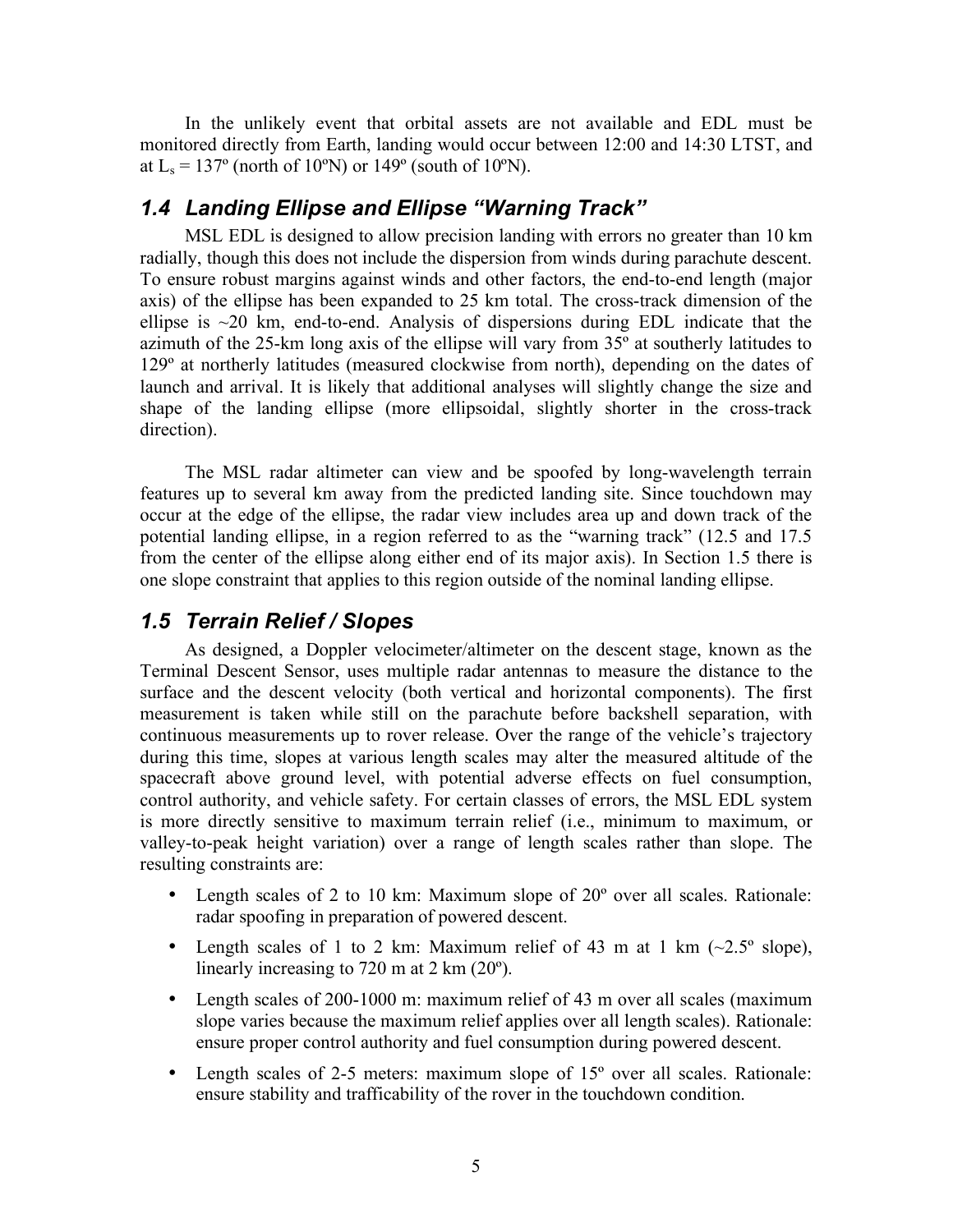In the unlikely event that orbital assets are not available and EDL must be monitored directly from Earth, landing would occur between 12:00 and 14:30 LTST, and at $L_s$ = 137º (north of 10ºN) or 149º (south of 10ºN).

## *1.4 Landing Ellipse and Ellipse "Warning Track"*

MSL EDL is designed to allow precision landing with errors no greater than 10 km radially, though this does not include the dispersion from winds during parachute descent. To ensure robust margins against winds and other factors, the end-to-end length (major axis) of the ellipse has been expanded to 25 km total. The cross-track dimension of the ellipse is ~20 km, end-to-end. Analysis of dispersions during EDL indicate that the azimuth of the 25-km long axis of the ellipse will vary from 35º at southerly latitudes to 129º at northerly latitudes (measured clockwise from north), depending on the dates of launch and arrival. It is likely that additional analyses will slightly change the size and shape of the landing ellipse (more ellipsoidal, slightly shorter in the cross-track direction).

The MSL radar altimeter can view and be spoofed by long-wavelength terrain features up to several km away from the predicted landing site. Since touchdown may occur at the edge of the ellipse, the radar view includes area up and down track of the potential landing ellipse, in a region referred to as the "warning track" (12.5 and 17.5 from the center of the ellipse along either end of its major axis). In Section 1.5 there is one slope constraint that applies to this region outside of the nominal landing ellipse.

## *1.5 Terrain Relief / Slopes*

As designed, a Doppler velocimeter/altimeter on the descent stage, known as the Terminal Descent Sensor, uses multiple radar antennas to measure the distance to the surface and the descent velocity (both vertical and horizontal components). The first measurement is taken while still on the parachute before backshell separation, with continuous measurements up to rover release. Over the range of the vehicle's trajectory during this time, slopes at various length scales may alter the measured altitude of the spacecraft above ground level, with potential adverse effects on fuel consumption, control authority, and vehicle safety. For certain classes of errors, the MSL EDL system is more directly sensitive to maximum terrain relief (i.e., minimum to maximum, or valley-to-peak height variation) over a range of length scales rather than slope. The resulting constraints are:

- Length scales of 2 to 10 km: Maximum slope of 20º over all scales. Rationale: radar spoofing in preparation of powered descent.
- Length scales of 1 to 2 km: Maximum relief of 43 m at 1 km (~2.5º slope), linearly increasing to 720 m at 2 km (20º).
- Length scales of 200-1000 m: maximum relief of 43 m over all scales (maximum slope varies because the maximum relief applies over all length scales). Rationale: ensure proper control authority and fuel consumption during powered descent.
- Length scales of 2-5 meters: maximum slope of 15º over all scales. Rationale: ensure stability and trafficability of the rover in the touchdown condition.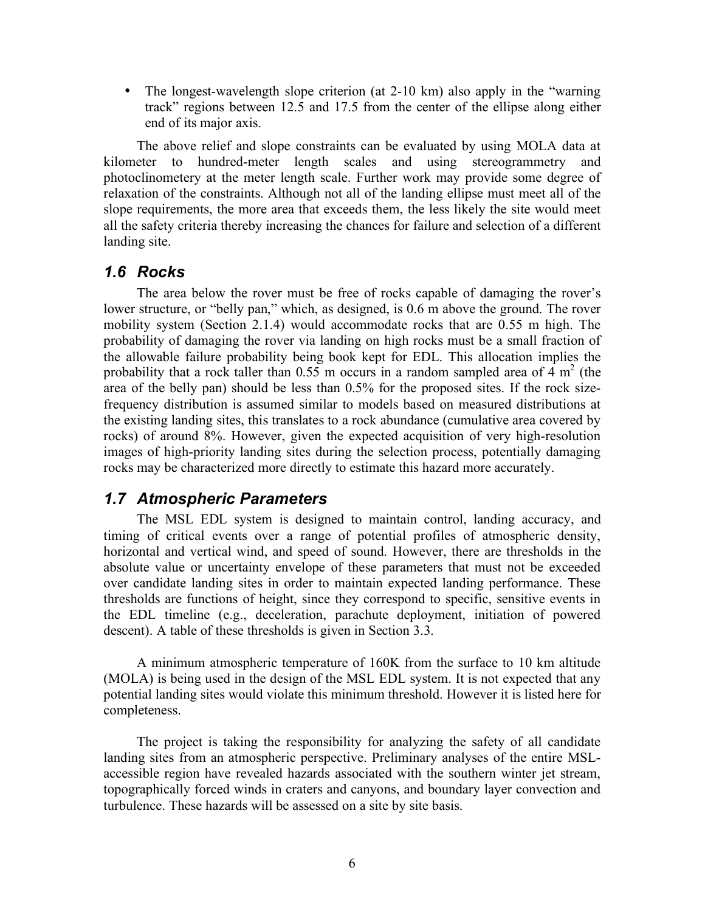- The longest-wavelength slope criterion (at 2-10 km) also apply in the "warning track" regions between 12.5 and 17.5 from the center of the ellipse along either end of its major axis.

The above relief and slope constraints can be evaluated by using MOLA data at kilometer to hundred-meter length scales and using stereogrammetry and photoclinometery at the meter length scale. Further work may provide some degree of relaxation of the constraints. Although not all of the landing ellipse must meet all of the slope requirements, the more area that exceeds them, the less likely the site would meet all the safety criteria thereby increasing the chances for failure and selection of a different landing site.

## *1.6 Rocks*

The area below the rover must be free of rocks capable of damaging the rover's lower structure, or "belly pan," which, as designed, is 0.6 m above the ground. The rover mobility system (Section 2.1.4) would accommodate rocks that are 0.55 m high. The probability of damaging the rover via landing on high rocks must be a small fraction of the allowable failure probability being book kept for EDL. This allocation implies the probability that a rock taller than 0.55 m occurs in a random sampled area of 4 $m^2$ (the area of the belly pan) should be less than 0.5% for the proposed sites. If the rock size-frequency distribution is assumed similar to models based on measured distributions at the existing landing sites, this translates to a rock abundance (cumulative area covered by rocks) of around 8%. However, given the expected acquisition of very high-resolution images of high-priority landing sites during the selection process, potentially damaging rocks may be characterized more directly to estimate this hazard more accurately.

## *1.7 Atmospheric Parameters*

The MSL EDL system is designed to maintain control, landing accuracy, and timing of critical events over a range of potential profiles of atmospheric density, horizontal and vertical wind, and speed of sound. However, there are thresholds in the absolute value or uncertainty envelope of these parameters that must not be exceeded over candidate landing sites in order to maintain expected landing performance. These thresholds are functions of height, since they correspond to specific, sensitive events in the EDL timeline (e.g., deceleration, parachute deployment, initiation of powered descent). A table of these thresholds is given in Section 3.3.

A minimum atmospheric temperature of 160K from the surface to 10 km altitude (MOLA) is being used in the design of the MSL EDL system. It is not expected that any potential landing sites would violate this minimum threshold. However it is listed here for completeness.

The project is taking the responsibility for analyzing the safety of all candidate landing sites from an atmospheric perspective. Preliminary analyses of the entire MSL-accessible region have revealed hazards associated with the southern winter jet stream, topographically forced winds in craters and canyons, and boundary layer convection and turbulence. These hazards will be assessed on a site by site basis.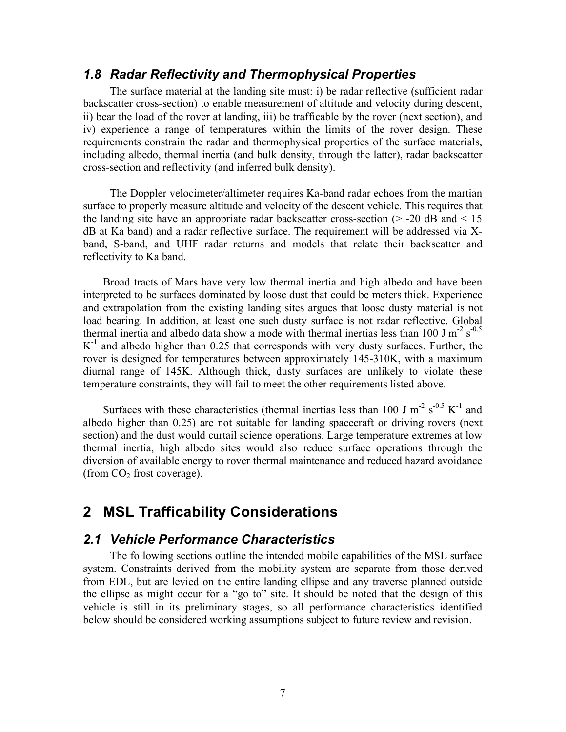### *1.8 Radar Reflectivity and Thermophysical Properties*

The surface material at the landing site must: i) be radar reflective (sufficient radar backscatter cross-section) to enable measurement of altitude and velocity during descent, ii) bear the load of the rover at landing, iii) be trafficable by the rover (next section), and iv) experience a range of temperatures within the limits of the rover design. These requirements constrain the radar and thermophysical properties of the surface materials, including albedo, thermal inertia (and bulk density, through the latter), radar backscatter cross-section and reflectivity (and inferred bulk density).

The Doppler velocimeter/altimeter requires Ka-band radar echoes from the martian surface to properly measure altitude and velocity of the descent vehicle. This requires that the landing site have an appropriate radar backscatter cross-section (> -20 dB and < 15 dB at Ka band) and a radar reflective surface. The requirement will be addressed via X-band, S-band, and UHF radar returns and models that relate their backscatter and reflectivity to Ka band.

Broad tracts of Mars have very low thermal inertia and high albedo and have been interpreted to be surfaces dominated by loose dust that could be meters thick. Experience and extrapolation from the existing landing sites argues that loose dusty material is not load bearing. In addition, at least one such dusty surface is not radar reflective. Global thermal inertia and albedo data show a mode with thermal inertias less than 100 J $m^{-2}$ $s^{-0.5}$ $K^{-1}$ and albedo higher than 0.25 that corresponds with very dusty surfaces. Further, the rover is designed for temperatures between approximately 145-310K, with a maximum diurnal range of 145K. Although thick, dusty surfaces are unlikely to violate these temperature constraints, they will fail to meet the other requirements listed above.

Surfaces with these characteristics (thermal inertias less than 100 J $m^{-2}$ $s^{-0.5}$ $K^{-1}$ and albedo higher than 0.25) are not suitable for landing spacecraft or driving rovers (next section) and the dust would curtail science operations. Large temperature extremes at low thermal inertia, high albedo sites would also reduce surface operations through the diversion of available energy to rover thermal maintenance and reduced hazard avoidance (from $CO_2$ frost coverage).

## 2 MSL Trafficability Considerations

### *2.1 Vehicle Performance Characteristics*

The following sections outline the intended mobile capabilities of the MSL surface system. Constraints derived from the mobility system are separate from those derived from EDL, but are levied on the entire landing ellipse and any traverse planned outside the ellipse as might occur for a "go to" site. It should be noted that the design of this vehicle is still in its preliminary stages, so all performance characteristics identified below should be considered working assumptions subject to future review and revision.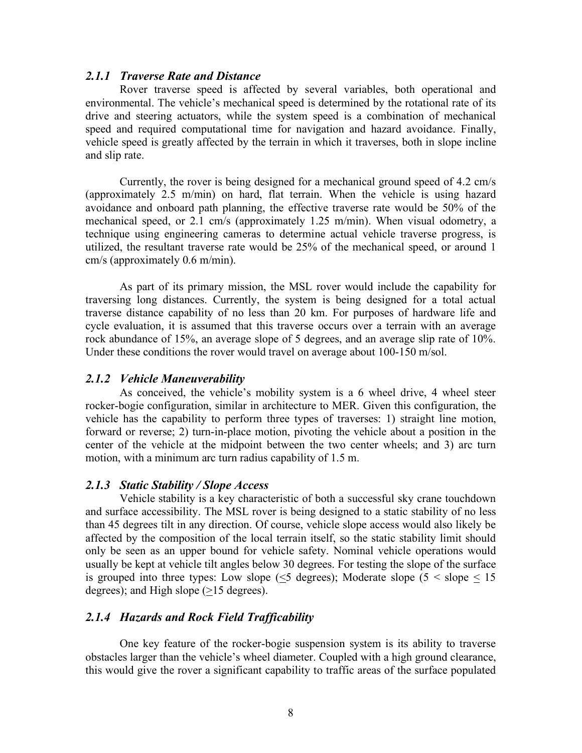### *2.1.1 Traverse Rate and Distance*

Rover traverse speed is affected by several variables, both operational and environmental. The vehicle's mechanical speed is determined by the rotational rate of its drive and steering actuators, while the system speed is a combination of mechanical speed and required computational time for navigation and hazard avoidance. Finally, vehicle speed is greatly affected by the terrain in which it traverses, both in slope incline and slip rate.

Currently, the rover is being designed for a mechanical ground speed of 4.2 cm/s (approximately 2.5 m/min) on hard, flat terrain. When the vehicle is using hazard avoidance and onboard path planning, the effective traverse rate would be 50% of the mechanical speed, or 2.1 cm/s (approximately 1.25 m/min). When visual odometry, a technique using engineering cameras to determine actual vehicle traverse progress, is utilized, the resultant traverse rate would be 25% of the mechanical speed, or around 1 cm/s (approximately 0.6 m/min).

As part of its primary mission, the MSL rover would include the capability for traversing long distances. Currently, the system is being designed for a total actual traverse distance capability of no less than 20 km. For purposes of hardware life and cycle evaluation, it is assumed that this traverse occurs over a terrain with an average rock abundance of 15%, an average slope of 5 degrees, and an average slip rate of 10%. Under these conditions the rover would travel on average about 100-150 m/sol.

### *2.1.2 Vehicle Maneuverability*

As conceived, the vehicle's mobility system is a 6 wheel drive, 4 wheel steer rocker-bogie configuration, similar in architecture to MER. Given this configuration, the vehicle has the capability to perform three types of traverses: 1) straight line motion, forward or reverse; 2) turn-in-place motion, pivoting the vehicle about a position in the center of the vehicle at the midpoint between the two center wheels; and 3) arc turn motion, with a minimum arc turn radius capability of 1.5 m.

### *2.1.3 Static Stability / Slope Access*

Vehicle stability is a key characteristic of both a successful sky crane touchdown and surface accessibility. The MSL rover is being designed to a static stability of no less than 45 degrees tilt in any direction. Of course, vehicle slope access would also likely be affected by the composition of the local terrain itself, so the static stability limit should only be seen as an upper bound for vehicle safety. Nominal vehicle operations would usually be kept at vehicle tilt angles below 30 degrees. For testing the slope of the surface is grouped into three types: Low slope ($\leq$5 degrees); Moderate slope ($5 <$ slope $\leq 15$ degrees); and High slope ($\geq$15 degrees).

### *2.1.4 Hazards and Rock Field Trafficability*

One key feature of the rocker-bogie suspension system is its ability to traverse obstacles larger than the vehicle's wheel diameter. Coupled with a high ground clearance, this would give the rover a significant capability to traffic areas of the surface populated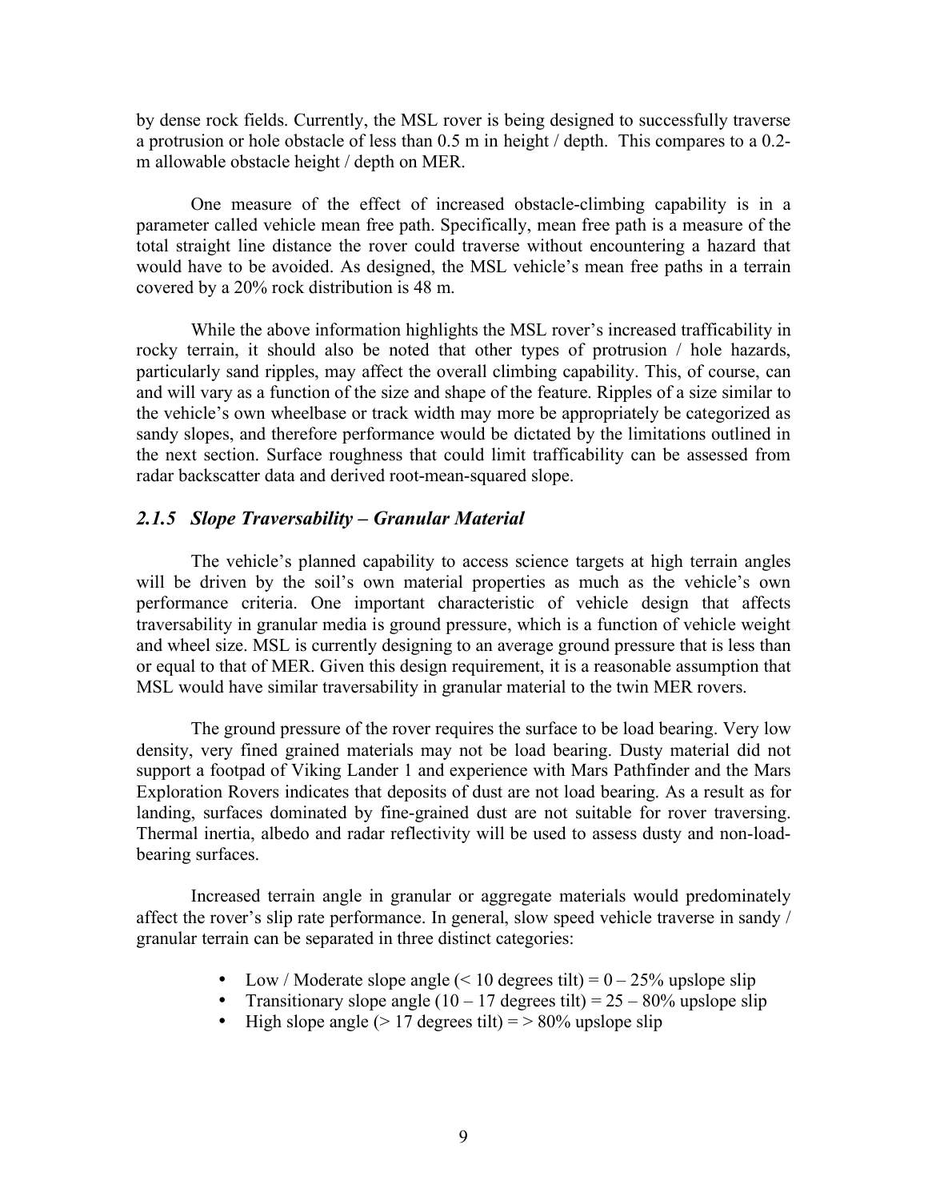by dense rock fields. Currently, the MSL rover is being designed to successfully traverse a protrusion or hole obstacle of less than 0.5 m in height / depth. This compares to a 0.2-m allowable obstacle height / depth on MER.

One measure of the effect of increased obstacle-climbing capability is in a parameter called vehicle mean free path. Specifically, mean free path is a measure of the total straight line distance the rover could traverse without encountering a hazard that would have to be avoided. As designed, the MSL vehicle's mean free paths in a terrain covered by a 20% rock distribution is 48 m.

While the above information highlights the MSL rover's increased trafficability in rocky terrain, it should also be noted that other types of protrusion / hole hazards, particularly sand ripples, may affect the overall climbing capability. This, of course, can and will vary as a function of the size and shape of the feature. Ripples of a size similar to the vehicle's own wheelbase or track width may more be appropriately be categorized as sandy slopes, and therefore performance would be dictated by the limitations outlined in the next section. Surface roughness that could limit trafficability can be assessed from radar backscatter data and derived root-mean-squared slope.

### *2.1.5 Slope Traversability – Granular Material*

The vehicle's planned capability to access science targets at high terrain angles will be driven by the soil's own material properties as much as the vehicle's own performance criteria. One important characteristic of vehicle design that affects traversability in granular media is ground pressure, which is a function of vehicle weight and wheel size. MSL is currently designing to an average ground pressure that is less than or equal to that of MER. Given this design requirement, it is a reasonable assumption that MSL would have similar traversability in granular material to the twin MER rovers.

The ground pressure of the rover requires the surface to be load bearing. Very low density, very fined grained materials may not be load bearing. Dusty material did not support a footpad of Viking Lander 1 and experience with Mars Pathfinder and the Mars Exploration Rovers indicates that deposits of dust are not load bearing. As a result as for landing, surfaces dominated by fine-grained dust are not suitable for rover traversing. Thermal inertia, albedo and radar reflectivity will be used to assess dusty and non-load-bearing surfaces.

Increased terrain angle in granular or aggregate materials would predominately affect the rover's slip rate performance. In general, slow speed vehicle traverse in sandy / granular terrain can be separated in three distinct categories:

- Low / Moderate slope angle (< 10 degrees tilt) = 0 – 25% upslope slip
- Transitionary slope angle (10 – 17 degrees tilt) = 25 – 80% upslope slip
- High slope angle (> 17 degrees tilt) = > 80% upslope slip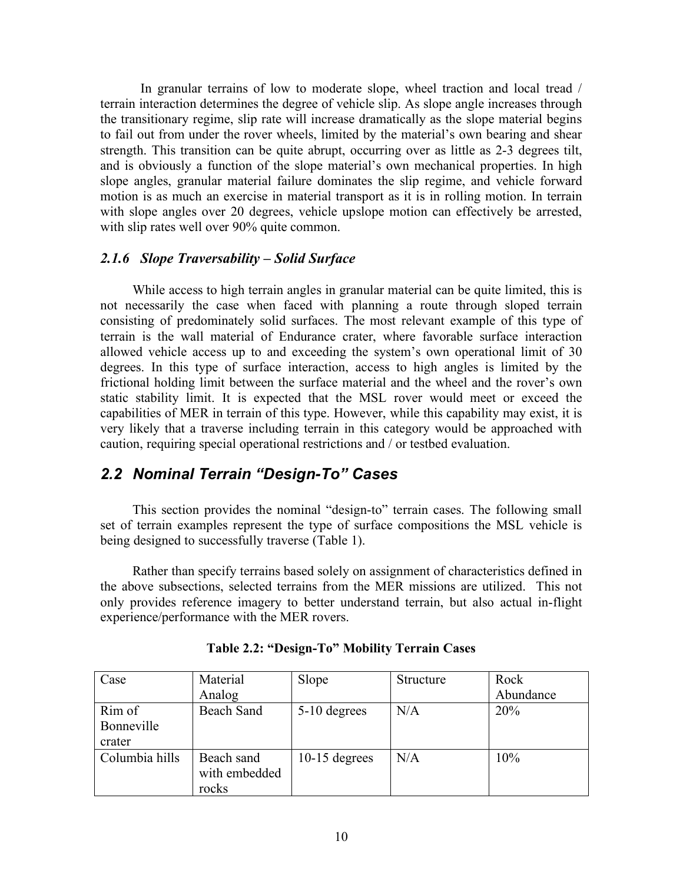In granular terrains of low to moderate slope, wheel traction and local tread / terrain interaction determines the degree of vehicle slip. As slope angle increases through the transitionary regime, slip rate will increase dramatically as the slope material begins to fail out from under the rover wheels, limited by the material's own bearing and shear strength. This transition can be quite abrupt, occurring over as little as 2-3 degrees tilt, and is obviously a function of the slope material's own mechanical properties. In high slope angles, granular material failure dominates the slip regime, and vehicle forward motion is as much an exercise in material transport as it is in rolling motion. In terrain with slope angles over 20 degrees, vehicle upslope motion can effectively be arrested, with slip rates well over 90% quite common.

### *2.1.6 Slope Traversability – Solid Surface*

While access to high terrain angles in granular material can be quite limited, this is not necessarily the case when faced with planning a route through sloped terrain consisting of predominately solid surfaces. The most relevant example of this type of terrain is the wall material of Endurance crater, where favorable surface interaction allowed vehicle access up to and exceeding the system's own operational limit of 30 degrees. In this type of surface interaction, access to high angles is limited by the frictional holding limit between the surface material and the wheel and the rover's own static stability limit. It is expected that the MSL rover would meet or exceed the capabilities of MER in terrain of this type. However, while this capability may exist, it is very likely that a traverse including terrain in this category would be approached with caution, requiring special operational restrictions and / or testbed evaluation.

## *2.2 Nominal Terrain "Design-To" Cases*

This section provides the nominal "design-to" terrain cases. The following small set of terrain examples represent the type of surface compositions the MSL vehicle is being designed to successfully traverse (Table 1).

Rather than specify terrains based solely on assignment of characteristics defined in the above subsections, selected terrains from the MER missions are utilized. This not only provides reference imagery to better understand terrain, but also actual in-flight experience/performance with the MER rovers.

**Table 2.2: "Design-To" Mobility Terrain Cases**

| Case | Material Analog | Slope | Structure | Rock Abundance |
|---|---|---|---|---|
| Rim of Bonneville crater | Beach Sand | 5-10 degrees | N/A | 20% |
| Columbia hills | Beach sand with embedded rocks | 10-15 degrees | N/A | 10% |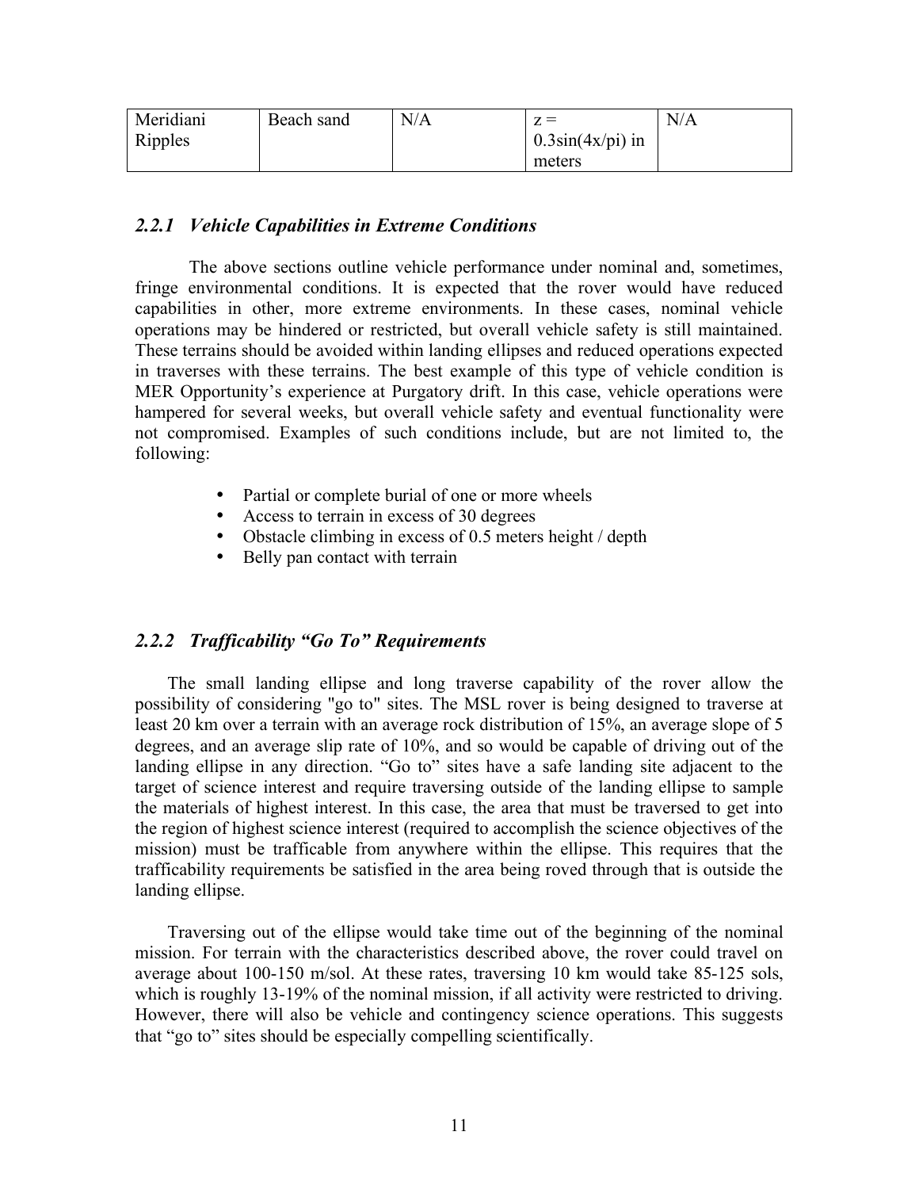| Meridiani Ripples | Beach sand | N/A | $z = 0.3\sin(4x/\pi)$ in meters | N/A |
|---|---|---|---|---|

### *2.2.1 Vehicle Capabilities in Extreme Conditions*

The above sections outline vehicle performance under nominal and, sometimes, fringe environmental conditions. It is expected that the rover would have reduced capabilities in other, more extreme environments. In these cases, nominal vehicle operations may be hindered or restricted, but overall vehicle safety is still maintained. These terrains should be avoided within landing ellipses and reduced operations expected in traverses with these terrains. The best example of this type of vehicle condition is MER Opportunity's experience at Purgatory drift. In this case, vehicle operations were hampered for several weeks, but overall vehicle safety and eventual functionality were not compromised. Examples of such conditions include, but are not limited to, the following:

- Partial or complete burial of one or more wheels
- Access to terrain in excess of 30 degrees
- Obstacle climbing in excess of 0.5 meters height / depth
- Belly pan contact with terrain

### *2.2.2 Trafficability "Go To" Requirements*

The small landing ellipse and long traverse capability of the rover allow the possibility of considering "go to" sites. The MSL rover is being designed to traverse at least 20 km over a terrain with an average rock distribution of 15%, an average slope of 5 degrees, and an average slip rate of 10%, and so would be capable of driving out of the landing ellipse in any direction. "Go to" sites have a safe landing site adjacent to the target of science interest and require traversing outside of the landing ellipse to sample the materials of highest interest. In this case, the area that must be traversed to get into the region of highest science interest (required to accomplish the science objectives of the mission) must be trafficable from anywhere within the ellipse. This requires that the trafficability requirements be satisfied in the area being roved through that is outside the landing ellipse.

Traversing out of the ellipse would take time out of the beginning of the nominal mission. For terrain with the characteristics described above, the rover could travel on average about 100-150 m/sol. At these rates, traversing 10 km would take 85-125 sols, which is roughly 13-19% of the nominal mission, if all activity were restricted to driving. However, there will also be vehicle and contingency science operations. This suggests that "go to" sites should be especially compelling scientifically.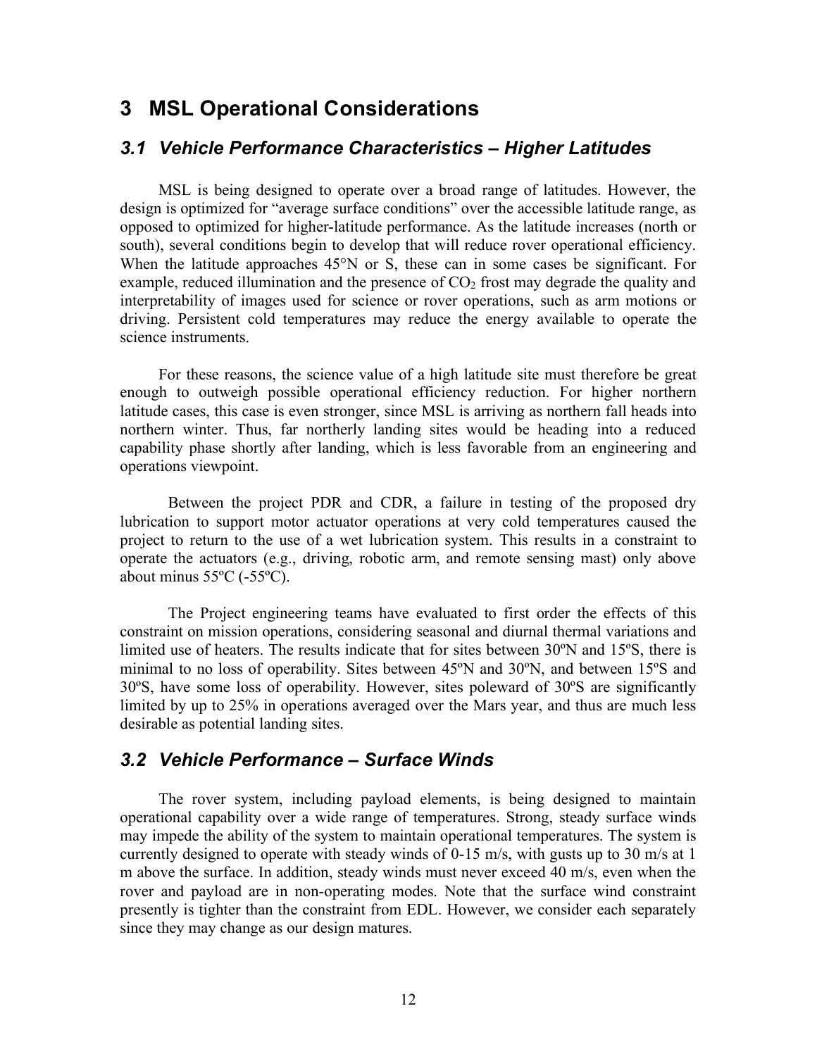# 3 MSL Operational Considerations

## *3.1 Vehicle Performance Characteristics – Higher Latitudes*

MSL is being designed to operate over a broad range of latitudes. However, the design is optimized for "average surface conditions" over the accessible latitude range, as opposed to optimized for higher-latitude performance. As the latitude increases (north or south), several conditions begin to develop that will reduce rover operational efficiency. When the latitude approaches 45°N or S, these can in some cases be significant. For example, reduced illumination and the presence of $CO_2$ frost may degrade the quality and interpretability of images used for science or rover operations, such as arm motions or driving. Persistent cold temperatures may reduce the energy available to operate the science instruments.

For these reasons, the science value of a high latitude site must therefore be great enough to outweigh possible operational efficiency reduction. For higher northern latitude cases, this case is even stronger, since MSL is arriving as northern fall heads into northern winter. Thus, far northerly landing sites would be heading into a reduced capability phase shortly after landing, which is less favorable from an engineering and operations viewpoint.

Between the project PDR and CDR, a failure in testing of the proposed dry lubrication to support motor actuator operations at very cold temperatures caused the project to return to the use of a wet lubrication system. This results in a constraint to operate the actuators (e.g., driving, robotic arm, and remote sensing mast) only above about minus 55ºC (-55ºC).

The Project engineering teams have evaluated to first order the effects of this constraint on mission operations, considering seasonal and diurnal thermal variations and limited use of heaters. The results indicate that for sites between 30ºN and 15ºS, there is minimal to no loss of operability. Sites between 45ºN and 30ºN, and between 15ºS and 30ºS, have some loss of operability. However, sites poleward of 30ºS are significantly limited by up to 25% in operations averaged over the Mars year, and thus are much less desirable as potential landing sites.

## *3.2 Vehicle Performance – Surface Winds*

The rover system, including payload elements, is being designed to maintain operational capability over a wide range of temperatures. Strong, steady surface winds may impede the ability of the system to maintain operational temperatures. The system is currently designed to operate with steady winds of 0-15 m/s, with gusts up to 30 m/s at 1 m above the surface. In addition, steady winds must never exceed 40 m/s, even when the rover and payload are in non-operating modes. Note that the surface wind constraint presently is tighter than the constraint from EDL. However, we consider each separately since they may change as our design matures.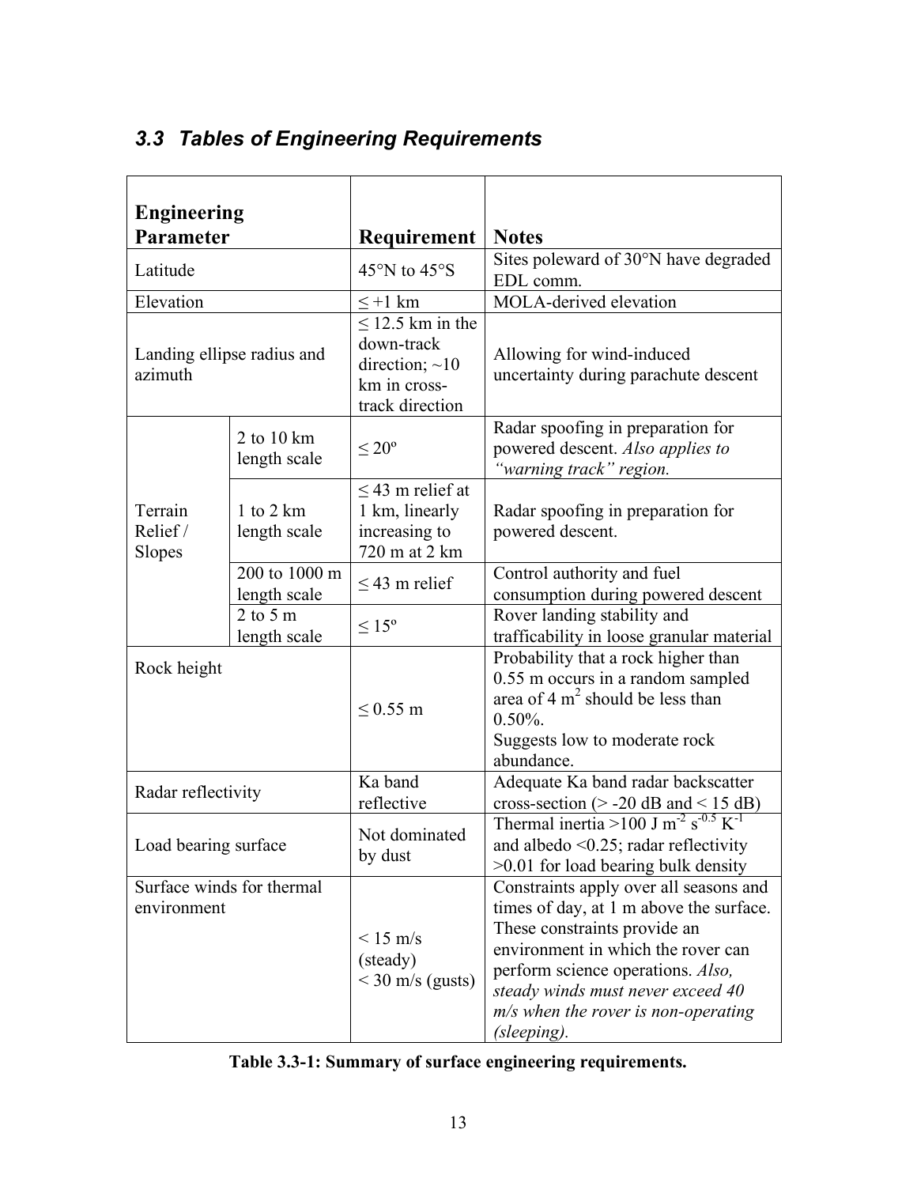## 3.3 Tables of Engineering Requirements

| Engineering Parameter | | Requirement | Notes |
|---|---|---|---|
| Latitude | | 45°N to 45°S | Sites poleward of 30°N have degraded EDL comm. |
| Elevation | | ≤ +1 km | MOLA-derived elevation |
| Landing ellipse radius and azimuth | | ≤ 12.5 km in the down-track direction; ~10 km in cross-track direction | Allowing for wind-induced uncertainty during parachute descent |
| Terrain Relief / Slopes | 2 to 10 km length scale | ≤ 20º | Radar spoofing in preparation for powered descent. *Also applies to "warning track" region.* |
| | 1 to 2 km length scale | ≤ 43 m relief at 1 km, linearly increasing to 720 m at 2 km | Radar spoofing in preparation for powered descent. |
| | 200 to 1000 m length scale | ≤ 43 m relief | Control authority and fuel consumption during powered descent |
| | 2 to 5 m length scale | ≤ 15º | Rover landing stability and trafficability in loose granular material |
| Rock height | | ≤ 0.55 m | Probability that a rock higher than 0.55 m occurs in a random sampled area of 4 $m^2$ should be less than 0.50%. Suggests low to moderate rock abundance. |
| Radar reflectivity | | Ka band reflective | Adequate Ka band radar backscatter cross-section (> -20 dB and < 15 dB) |
| Load bearing surface | | Not dominated by dust | Thermal inertia >100 $J\ m^{-2}\ s^{-0.5}\ K^{-1}$ and albedo <0.25; radar reflectivity >0.01 for load bearing bulk density |
| Surface winds for thermal environment | | < 15 m/s (steady) < 30 m/s (gusts) | Constraints apply over all seasons and times of day, at 1 m above the surface. These constraints provide an environment in which the rover can perform science operations. *Also, steady winds must never exceed 40 m/s when the rover is non-operating (sleeping).* |

**Table 3.3-1: Summary of surface engineering requirements.**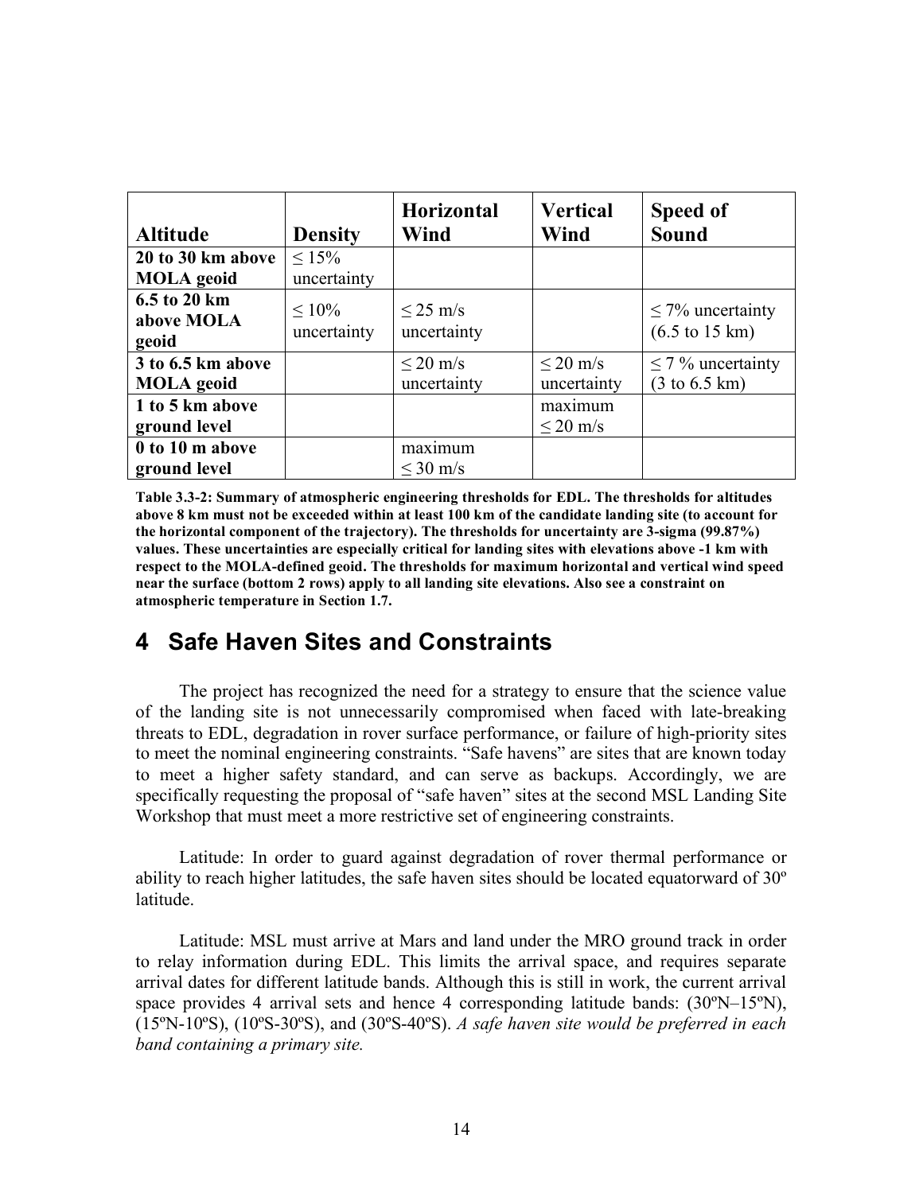| Altitude | Density | Horizontal Wind | Vertical Wind | Speed of Sound |
|---|---|---|---|---|
| **20 to 30 km above MOLA geoid** | ≤ 15% uncertainty | | | |
| **6.5 to 20 km above MOLA geoid** | ≤ 10% uncertainty | ≤ 25 m/s uncertainty | | ≤ 7% uncertainty (6.5 to 15 km) |
| **3 to 6.5 km above MOLA geoid** | | ≤ 20 m/s uncertainty | ≤ 20 m/s uncertainty | ≤ 7 % uncertainty (3 to 6.5 km) |
| **1 to 5 km above ground level** | | | maximum ≤ 20 m/s | |
| **0 to 10 m above ground level** | | maximum ≤ 30 m/s | | |

**Table 3.3-2: Summary of atmospheric engineering thresholds for EDL. The thresholds for altitudes above 8 km must not be exceeded within at least 100 km of the candidate landing site (to account for the horizontal component of the trajectory). The thresholds for uncertainty are 3-sigma (99.87%) values. These uncertainties are especially critical for landing sites with elevations above -1 km with respect to the MOLA-defined geoid. The thresholds for maximum horizontal and vertical wind speed near the surface (bottom 2 rows) apply to all landing site elevations. Also see a constraint on atmospheric temperature in Section 1.7.**

# 4 Safe Haven Sites and Constraints

The project has recognized the need for a strategy to ensure that the science value of the landing site is not unnecessarily compromised when faced with late-breaking threats to EDL, degradation in rover surface performance, or failure of high-priority sites to meet the nominal engineering constraints. "Safe havens" are sites that are known today to meet a higher safety standard, and can serve as backups. Accordingly, we are specifically requesting the proposal of "safe haven" sites at the second MSL Landing Site Workshop that must meet a more restrictive set of engineering constraints.

Latitude: In order to guard against degradation of rover thermal performance or ability to reach higher latitudes, the safe haven sites should be located equatorward of 30º latitude.

Latitude: MSL must arrive at Mars and land under the MRO ground track in order to relay information during EDL. This limits the arrival space, and requires separate arrival dates for different latitude bands. Although this is still in work, the current arrival space provides 4 arrival sets and hence 4 corresponding latitude bands: (30ºN–15ºN), (15ºN-10ºS), (10ºS-30ºS), and (30ºS-40ºS). *A safe haven site would be preferred in each band containing a primary site.*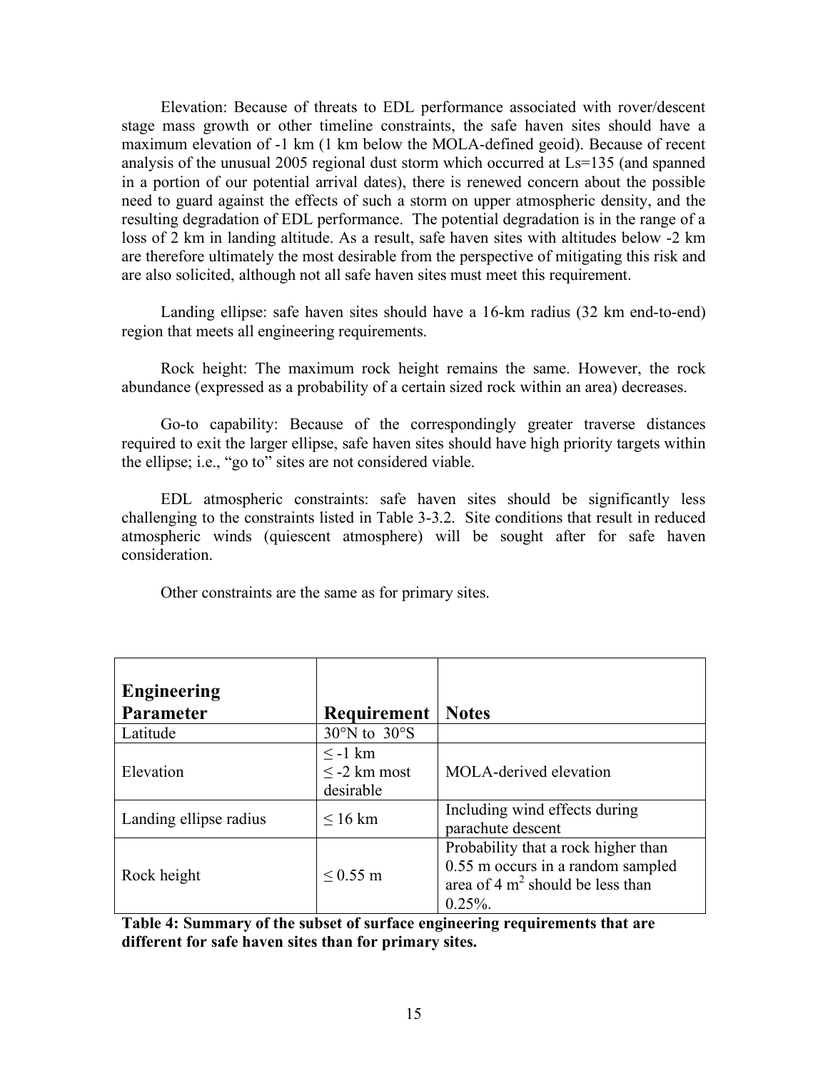Elevation: Because of threats to EDL performance associated with rover/descent stage mass growth or other timeline constraints, the safe haven sites should have a maximum elevation of -1 km (1 km below the MOLA-defined geoid). Because of recent analysis of the unusual 2005 regional dust storm which occurred at Ls=135 (and spanned in a portion of our potential arrival dates), there is renewed concern about the possible need to guard against the effects of such a storm on upper atmospheric density, and the resulting degradation of EDL performance. The potential degradation is in the range of a loss of 2 km in landing altitude. As a result, safe haven sites with altitudes below -2 km are therefore ultimately the most desirable from the perspective of mitigating this risk and are also solicited, although not all safe haven sites must meet this requirement.

Landing ellipse: safe haven sites should have a 16-km radius (32 km end-to-end) region that meets all engineering requirements.

Rock height: The maximum rock height remains the same. However, the rock abundance (expressed as a probability of a certain sized rock within an area) decreases.

Go-to capability: Because of the correspondingly greater traverse distances required to exit the larger ellipse, safe haven sites should have high priority targets within the ellipse; i.e., "go to" sites are not considered viable.

EDL atmospheric constraints: safe haven sites should be significantly less challenging to the constraints listed in Table 3-3.2. Site conditions that result in reduced atmospheric winds (quiescent atmosphere) will be sought after for safe haven consideration.

Other constraints are the same as for primary sites.

| **Engineering Parameter** | **Requirement** | **Notes** |
|---|---|---|
| Latitude | 30°N to 30°S | |
| Elevation | ≤ -1 km<br>≤ -2 km most desirable | MOLA-derived elevation |
| Landing ellipse radius | ≤ 16 km | Including wind effects during parachute descent |
| Rock height | ≤ 0.55 m | Probability that a rock higher than 0.55 m occurs in a random sampled area of 4 $m^2$ should be less than 0.25%. |

**Table 4: Summary of the subset of surface engineering requirements that are different for safe haven sites than for primary sites.**